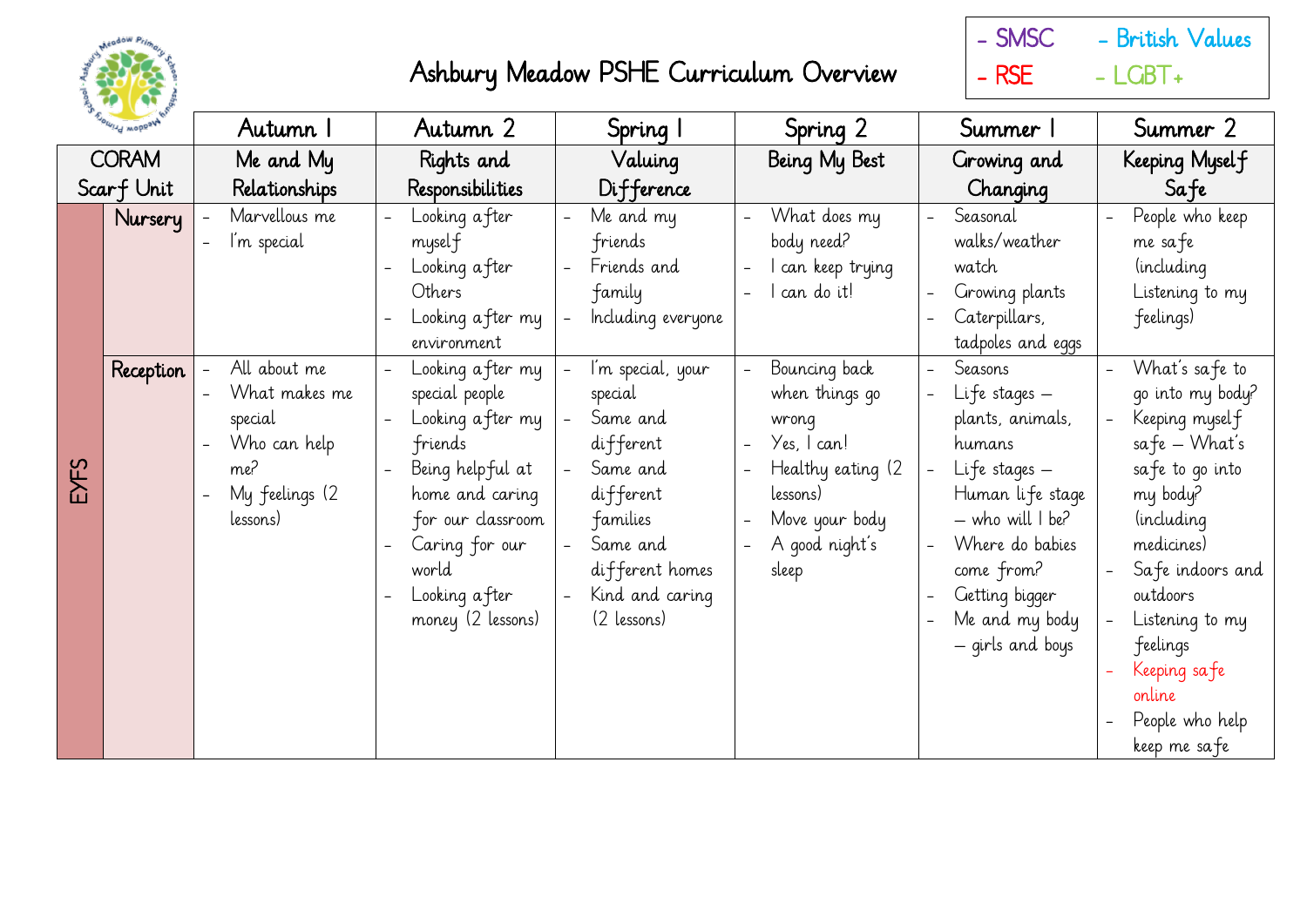# Ashbury Meadow PSHE Curriculum Overview

- SMSC - British Values
- RSE - LGBT+

| | | Autumn 1 | Autumn 2 | Spring 1 | Spring 2 | Summer 1 | Summer 2 |
|---|---|---|---|---|---|---|---|
| CORAM Scarf Unit | | Me and My Relationships | Rights and Responsibilities | Valuing Difference | Being My Best | Growing and Changing | Keeping Myself Safe |
| EYFS | Nursery | - Marvellous me<br>- I'm special | - Looking after myself<br>- Looking after Others<br>- Looking after my environment | - Me and my friends<br>- Friends and family<br>- Including everyone | - What does my body need?<br>- I can keep trying<br>- I can do it! | - Seasonal walks/weather watch<br>- Growing plants<br>- Caterpillars, tadpoles and eggs | - People who keep me safe (including Listening to my feelings) |
| | Reception | - All about me<br>- What makes me special<br>- Who can help me?<br>- My feelings (2 lessons) | - Looking after my special people<br>- Looking after my friends<br>- Being helpful at home and caring for our classroom<br>- Caring for our world<br>- Looking after money (2 lessons) | - I'm special, your special<br>- Same and different<br>- Same and different families<br>- Same and different homes<br>- Kind and caring (2 lessons) | - Bouncing back when things go wrong<br>- Yes, I can!<br>- Healthy eating (2 lessons)<br>- Move your body<br>- A good night's sleep | - Seasons<br>- Life stages – plants, animals, humans<br>- Life stages – Human life stage – who will I be?<br>- Where do babies come from?<br>- Getting bigger<br>- Me and my body – girls and boys | - What's safe to go into my body?<br>- Keeping myself safe – What's safe to go into my body? (including medicines)<br>- Safe indoors and outdoors<br>- Listening to my feelings<br>- Keeping safe online<br>- People who help keep me safe |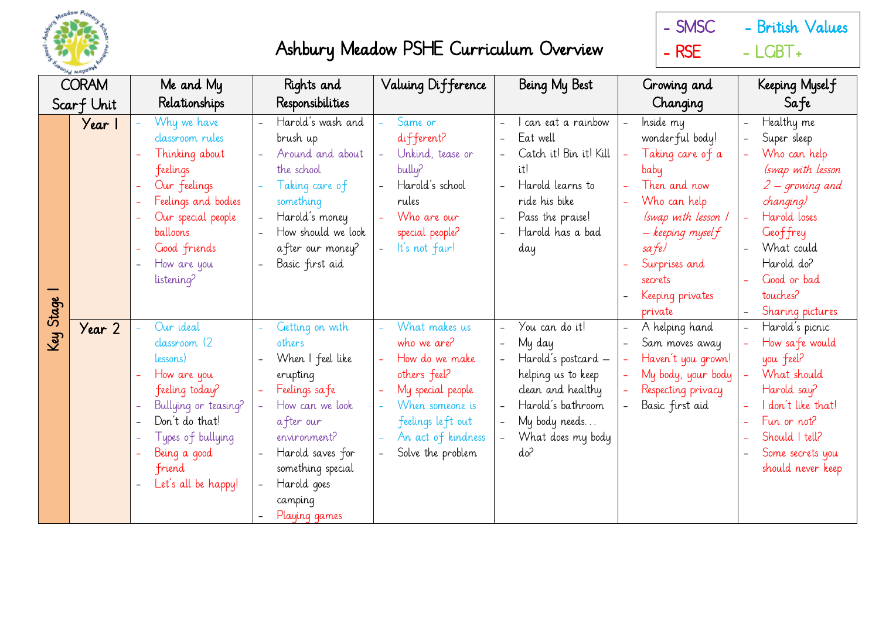# Ashbury Meadow PSHE Curriculum Overview

- SMSC
- British Values
- RSE
- LGBT+

| CORAM Scarf Unit | | Me and My Relationships | Rights and Responsibilities | Valuing Difference | Being My Best | Growing and Changing | Keeping Myself Safe |
|---|---|---|---|---|---|---|---|
| Key Stage 1 | Year 1 | - Why we have classroom rules<br>- Thinking about feelings<br>- Our feelings<br>- Feelings and bodies<br>- Our special people balloons<br>- Good friends<br>- How are you listening? | - Harold's wash and brush up<br>- Around and about the school<br>- Taking care of something<br>- Harold's money<br>- How should we look after our money?<br>- Basic first aid | - Same or different?<br>- Unkind, tease or bully?<br>- Harold's school rules<br>- Who are our special people?<br>- It's not fair! | - I can eat a rainbow<br>- Eat well<br>- Catch it! Bin it! Kill it!<br>- Harold learns to ride his bike<br>- Pass the praise!<br>- Harold has a bad day | - Inside my wonderful body!<br>- Taking care of a baby<br>- Then and now<br>- Who can help *(swap with lesson 1 – keeping myself safe)*<br>- Surprises and secrets<br>- Keeping privates private | - Healthy me<br>- Super sleep<br>- Who can help *(swap with lesson 2 – growing and changing)*<br>- Harold loses Geoffrey<br>- What could Harold do?<br>- Good or bad touches?<br>- Sharing pictures |
| | Year 2 | - Our ideal classroom (2 lessons)<br>- How are you feeling today?<br>- Bullying or teasing?<br>- Don't do that!<br>- Types of bullying<br>- Being a good friend<br>- Let's all be happy! | - Getting on with others<br>- When I feel like erupting<br>- Feelings safe<br>- How can we look after our environment?<br>- Harold saves for something special<br>- Harold goes camping<br>- Playing games | - What makes us who we are?<br>- How do we make others feel?<br>- My special people<br>- When someone is feelings left out<br>- An act of kindness<br>- Solve the problem | - You can do it!<br>- My day<br>- Harold's postcard – helping us to keep clean and healthy<br>- Harold's bathroom<br>- My body needs…<br>- What does my body do? | - A helping hand<br>- Sam moves away<br>- Haven't you grown!<br>- My body, your body<br>- Respecting privacy<br>- Basic first aid | - Harold's picnic<br>- How safe would you feel?<br>- What should Harold say?<br>- I don't like that!<br>- Fun or not?<br>- Should I tell?<br>- Some secrets you should never keep |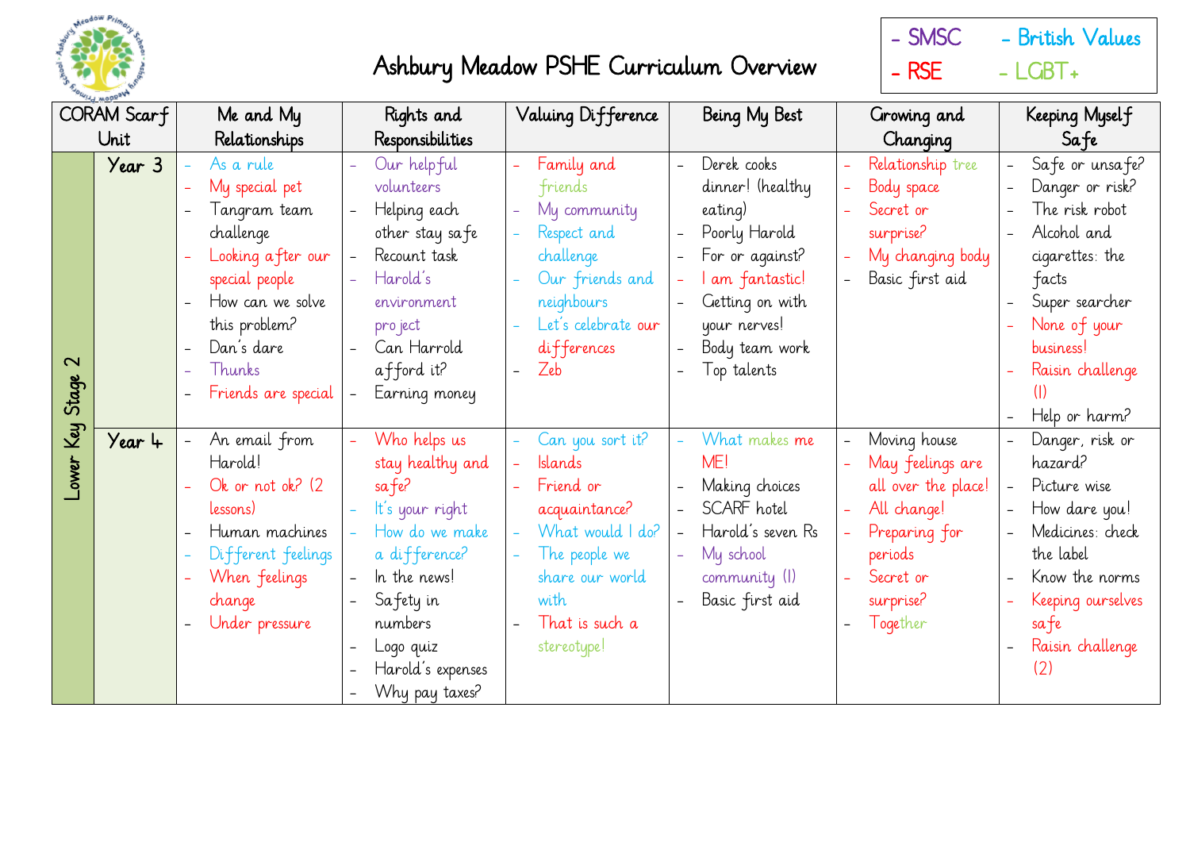# Ashbury Meadow PHSE Curriculum Overview

- SMSC - British Values
- RSE - LGBT+

| CORAM Scarf Unit | | Me and My Relationships | Rights and Responsibilities | Valuing Difference | Being My Best | Growing and Changing | Keeping Myself Safe |
|---|---|---|---|---|---|---|---|
| Lower Key Stage 2 | Year 3 | - As a rule<br>- My special pet<br>- Tangram team challenge<br>- Looking after our special people<br>- How can we solve this problem?<br>- Dan's dare<br>- Thunks<br>- Friends are special | - Our helpful volunteers<br>- Helping each other stay safe<br>- Recount task<br>- Harold's environment project<br>- Can Harrold afford it?<br>- Earning money | - Family and friends<br>- My community<br>- Respect and challenge<br>- Our friends and neighbours<br>- Let's celebrate our differences<br>- Zeb | - Derek cooks dinner! (healthy eating)<br>- Poorly Harold<br>- For or against?<br>- I am fantastic!<br>- Getting on with your nerves!<br>- Body team work<br>- Top talents | - Relationship tree<br>- Body space<br>- Secret or surprise?<br>- My changing body<br>- Basic first aid | - Safe or unsafe?<br>- Danger or risk?<br>- The risk robot<br>- Alcohol and cigarettes: the facts<br>- Super searcher<br>- None of your business!<br>- Raisin challenge (1)<br>- Help or harm? |
| | Year 4 | - An email from Harold!<br>- Ok or not ok? (2 lessons)<br>- Human machines<br>- Different feelings<br>- When feelings change<br>- Under pressure | - Who helps us stay healthy and safe?<br>- It's your right<br>- How do we make a difference?<br>- In the news!<br>- Safety in numbers<br>- Logo quiz<br>- Harold's expenses<br>- Why pay taxes? | - Can you sort it?<br>- Islands<br>- Friend or acquaintance?<br>- What would I do?<br>- The people we share our world with<br>- That is such a stereotype! | - What makes me ME!<br>- Making choices<br>- SCARF hotel<br>- Harold's seven Rs<br>- My school community (1)<br>- Basic first aid | - Moving house<br>- May feelings are all over the place!<br>- All change!<br>- Preparing for periods<br>- Secret or surprise?<br>- Together | - Danger, risk or hazard?<br>- Picture wise<br>- How dare you!<br>- Medicines: check the label<br>- Know the norms<br>- Keeping ourselves safe<br>- Raisin challenge (2) |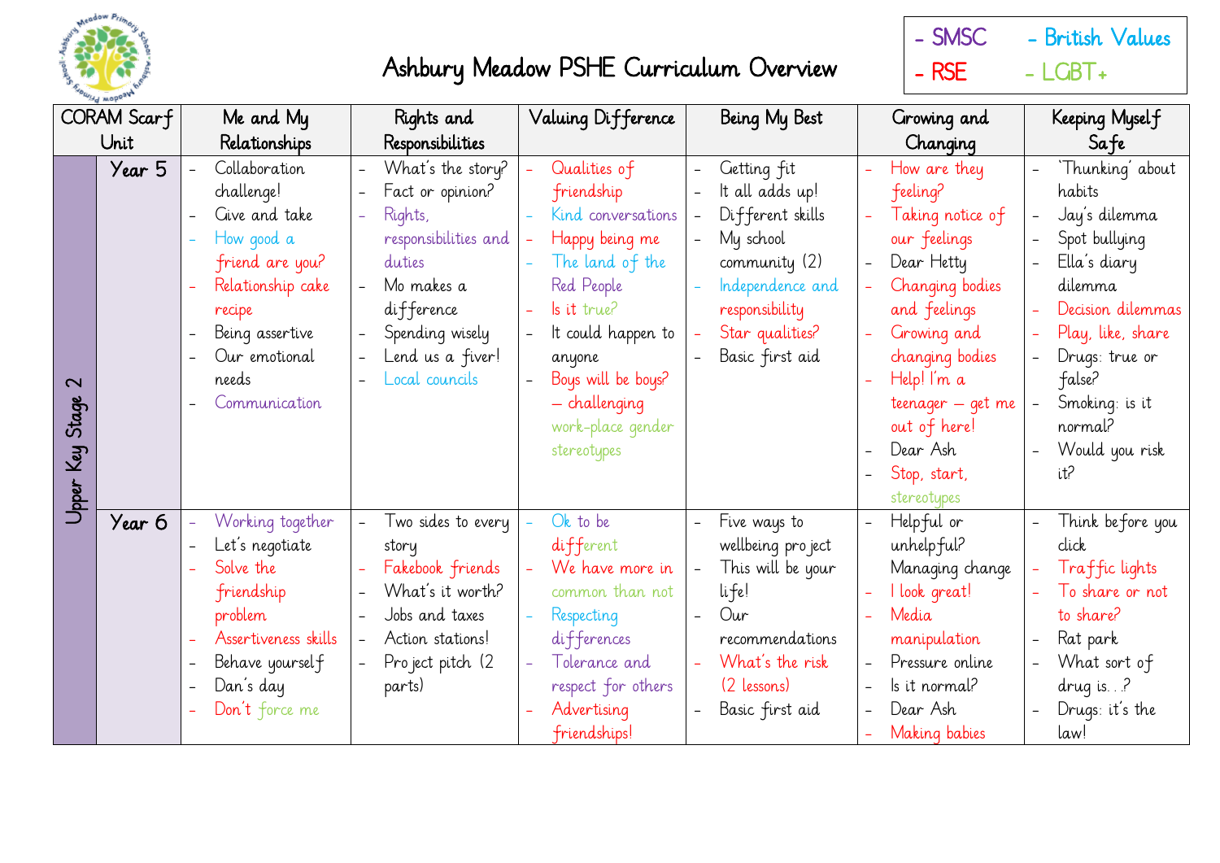# Ashbury Meadow PSHE Curriculum Overview

- SMSC
- British Values
- RSE
- LGBT+

| CORAM Scarf Unit | | Me and My Relationships | Rights and Responsibilities | Valuing Difference | Being My Best | Growing and Changing | Keeping Myself Safe |
|---|---|---|---|---|---|---|---|
| Upper Key Stage 2 | Year 5 | - Collaboration challenge!<br>- Give and take<br>- How good a friend are you?<br>- Relationship cake recipe<br>- Being assertive<br>- Our emotional needs<br>- Communication | - What's the story?<br>- Fact or opinion?<br>- Rights, responsibilities and duties<br>- Mo makes a difference<br>- Spending wisely<br>- Lend us a fiver!<br>- Local councils | - Qualities of friendship<br>- Kind conversations<br>- Happy being me<br>- The land of the Red People<br>- Is it true?<br>- It could happen to anyone<br>- Boys will be boys? – challenging work-place gender stereotypes | - Getting fit<br>- It all adds up!<br>- Different skills<br>- My school community (2)<br>- Independence and responsibility<br>- Star qualities?<br>- Basic first aid | - How are they feeling?<br>- Taking notice of our feelings<br>- Dear Hetty<br>- Changing bodies and feelings<br>- Growing and changing bodies<br>- Help! I'm a teenager – get me out of here!<br>- Dear Ash<br>- Stop, start, stereotypes | - 'Thunking' about habits<br>- Jay's dilemma<br>- Spot bullying<br>- Ella's diary dilemma<br>- Decision dilemmas<br>- Play, like, share<br>- Drugs: true or false?<br>- Smoking: is it normal?<br>- Would you risk it? |
| | Year 6 | - Working together<br>- Let's negotiate<br>- Solve the friendship problem<br>- Assertiveness skills<br>- Behave yourself<br>- Dan's day<br>- Don't force me | - Two sides to every story<br>- Fakebook friends<br>- What's it worth?<br>- Jobs and taxes<br>- Action stations!<br>- Project pitch (2 parts) | - Ok to be different<br>- We have more in common than not<br>- Respecting differences<br>- Tolerance and respect for others<br>- Advertising friendships! | - Five ways to wellbeing project<br>- This will be your life!<br>- Our recommendations<br>- What's the risk (2 lessons)<br>- Basic first aid | - Helpful or unhelpful? Managing change<br>- I look great!<br>- Media manipulation<br>- Pressure online<br>- Is it normal?<br>- Dear Ash<br>- Making babies | - Think before you click<br>- Traffic lights<br>- To share or not to share?<br>- Rat park<br>- What sort of drug is...?<br>- Drugs: it's the law! |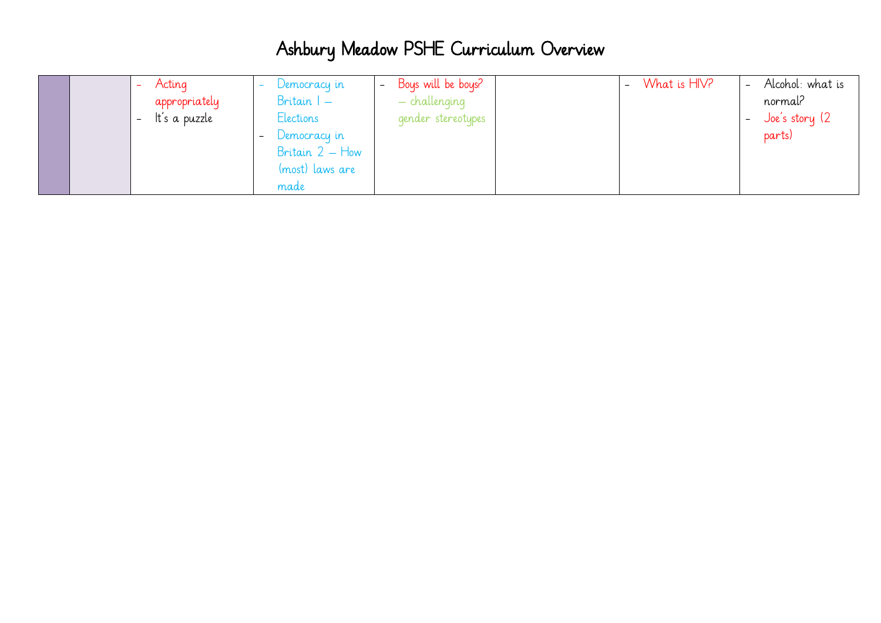# Ashbury Meadow PSHE Curriculum Overview

| | | | | | | | |
|---|---|---|---|---|---|---|---|
| | | - Acting appropriately<br>- It's a puzzle | - Democracy in Britain 1 – Elections<br>- Democracy in Britain 2 – How (most) laws are made | - Boys will be boys? – challenging gender stereotypes | | - What is HIV? | - Alcohol: what is normal?<br>- Joe's story (2 parts) |